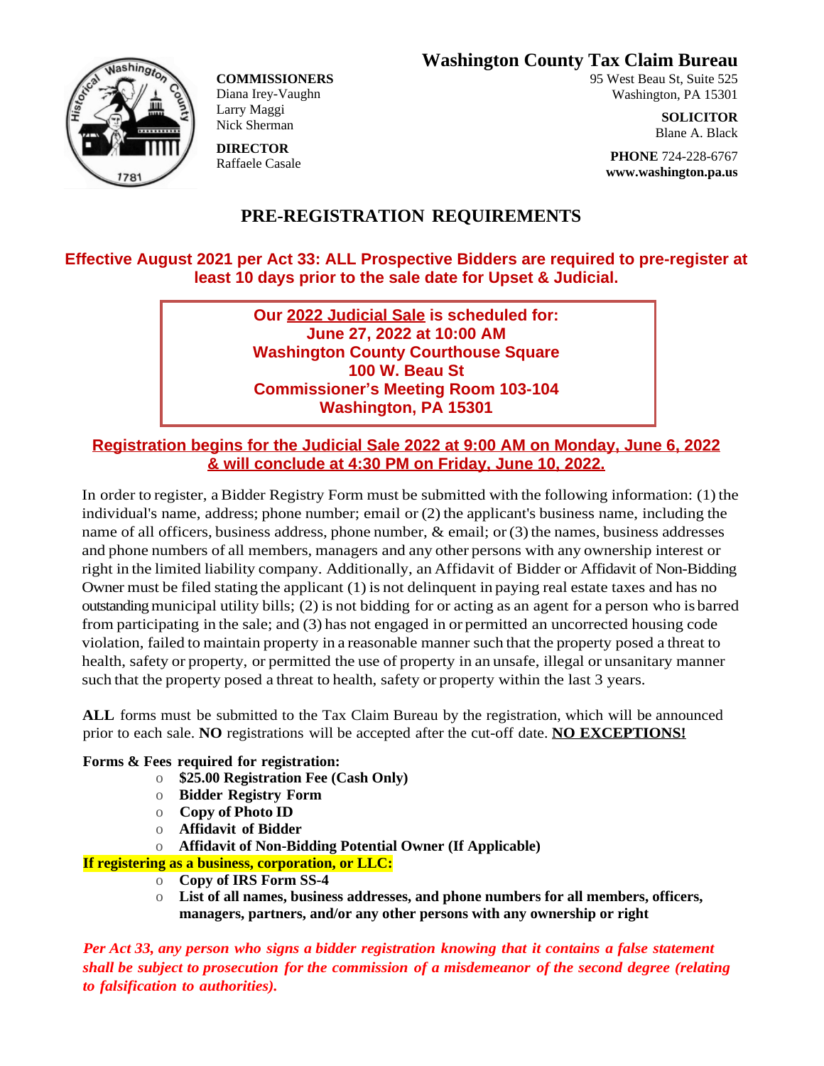# Washington County Tax Claim Bureau

**COMMISSIONERS**
Diana Irey-Vaughn
Larry Maggi
Nick Sherman

**DIRECTOR**
Raffaele Casale

95 West Beau St, Suite 525
Washington, PA 15301

**SOLICITOR**
Blane A. Black

**PHONE** 724-228-6767
**www.washington.pa.us**

## PRE-REGISTRATION REQUIREMENTS

**Effective August 2021 per Act 33: ALL Prospective Bidders are required to pre-register at least 10 days prior to the sale date for Upset & Judicial.**

**Our 2022 Judicial Sale is scheduled for:**
**June 27, 2022 at 10:00 AM**
**Washington County Courthouse Square**
**100 W. Beau St**
**Commissioner's Meeting Room 103-104**
**Washington, PA 15301**

**Registration begins for the Judicial Sale 2022 at 9:00 AM on Monday, June 6, 2022 & will conclude at 4:30 PM on Friday, June 10, 2022.**

In order to register, a Bidder Registry Form must be submitted with the following information: (1) the individual's name, address; phone number; email or (2) the applicant's business name, including the name of all officers, business address, phone number, & email; or (3) the names, business addresses and phone numbers of all members, managers and any other persons with any ownership interest or right in the limited liability company. Additionally, an Affidavit of Bidder or Affidavit of Non-Bidding Owner must be filed stating the applicant (1) is not delinquent in paying real estate taxes and has no outstanding municipal utility bills; (2) is not bidding for or acting as an agent for a person who is barred from participating in the sale; and (3) has not engaged in or permitted an uncorrected housing code violation, failed to maintain property in a reasonable manner such that the property posed a threat to health, safety or property, or permitted the use of property in an unsafe, illegal or unsanitary manner such that the property posed a threat to health, safety or property within the last 3 years.

**ALL** forms must be submitted to the Tax Claim Bureau by the registration, which will be announced prior to each sale. **NO** registrations will be accepted after the cut-off date. **NO EXCEPTIONS!**

**Forms & Fees required for registration:**

- **$25.00 Registration Fee (Cash Only)**
- **Bidder Registry Form**
- **Copy of Photo ID**
- **Affidavit of Bidder**
- **Affidavit of Non-Bidding Potential Owner (If Applicable)**

**If registering as a business, corporation, or LLC:**

- **Copy of IRS Form SS-4**
- **List of all names, business addresses, and phone numbers for all members, officers, managers, partners, and/or any other persons with any ownership or right**

***Per Act 33, any person who signs a bidder registration knowing that it contains a false statement shall be subject to prosecution for the commission of a misdemeanor of the second degree (relating to falsification to authorities).***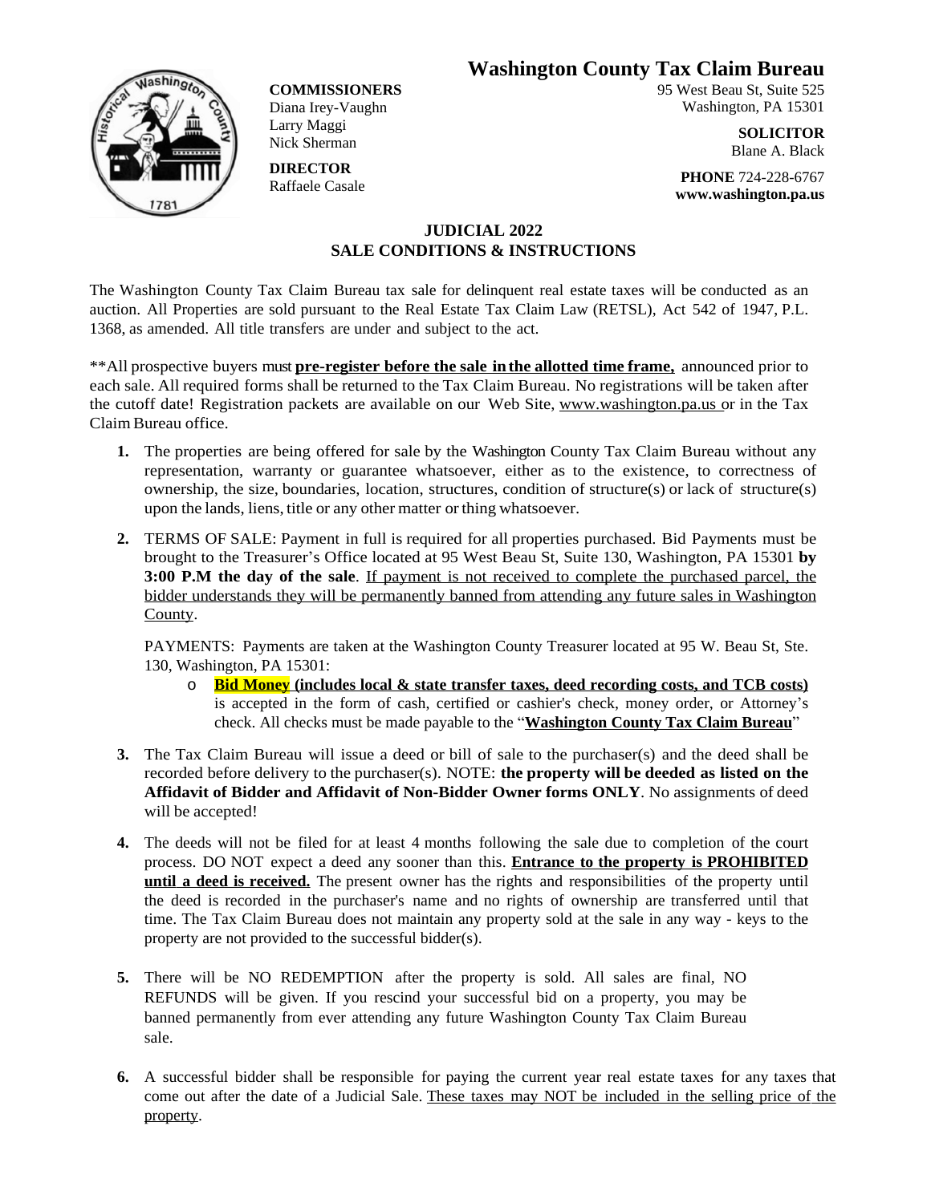# Washington County Tax Claim Bureau

**COMMISSIONERS**
Diana Irey-Vaughn
Larry Maggi
Nick Sherman

**DIRECTOR**
Raffaele Casale

95 West Beau St, Suite 525
Washington, PA 15301

**SOLICITOR**
Blane A. Black

**PHONE** 724-228-6767
**www.washington.pa.us**

## JUDICIAL 2022
## SALE CONDITIONS & INSTRUCTIONS

The Washington County Tax Claim Bureau tax sale for delinquent real estate taxes will be conducted as an auction. All Properties are sold pursuant to the Real Estate Tax Claim Law (RETSL), Act 542 of 1947, P.L. 1368, as amended. All title transfers are under and subject to the act.

**All prospective buyers must **pre-register before the sale in the allotted time frame,** announced prior to each sale. All required forms shall be returned to the Tax Claim Bureau. No registrations will be taken after the cutoff date! Registration packets are available on our Web Site, www.washington.pa.us or in the Tax Claim Bureau office.

1. The properties are being offered for sale by the Washington County Tax Claim Bureau without any representation, warranty or guarantee whatsoever, either as to the existence, to correctness of ownership, the size, boundaries, location, structures, condition of structure(s) or lack of structure(s) upon the lands, liens, title or any other matter or thing whatsoever.

2. TERMS OF SALE: Payment in full is required for all properties purchased. Bid Payments must be brought to the Treasurer's Office located at 95 West Beau St, Suite 130, Washington, PA 15301 **by 3:00 P.M the day of the sale**. If payment is not received to complete the purchased parcel, the bidder understands they will be permanently banned from attending any future sales in Washington County.

   PAYMENTS: Payments are taken at the Washington County Treasurer located at 95 W. Beau St, Ste. 130, Washington, PA 15301:

   - **Bid Money (includes local & state transfer taxes, deed recording costs, and TCB costs)** is accepted in the form of cash, certified or cashier's check, money order, or Attorney's check. All checks must be made payable to the "**Washington County Tax Claim Bureau**"

3. The Tax Claim Bureau will issue a deed or bill of sale to the purchaser(s) and the deed shall be recorded before delivery to the purchaser(s). NOTE: **the property will be deeded as listed on the Affidavit of Bidder and Affidavit of Non-Bidder Owner forms ONLY**. No assignments of deed will be accepted!

4. The deeds will not be filed for at least 4 months following the sale due to completion of the court process. DO NOT expect a deed any sooner than this. **Entrance to the property is PROHIBITED until a deed is received.** The present owner has the rights and responsibilities of the property until the deed is recorded in the purchaser's name and no rights of ownership are transferred until that time. The Tax Claim Bureau does not maintain any property sold at the sale in any way - keys to the property are not provided to the successful bidder(s).

5. There will be NO REDEMPTION after the property is sold. All sales are final, NO REFUNDS will be given. If you rescind your successful bid on a property, you may be banned permanently from ever attending any future Washington County Tax Claim Bureau sale.

6. A successful bidder shall be responsible for paying the current year real estate taxes for any taxes that come out after the date of a Judicial Sale. These taxes may NOT be included in the selling price of the property.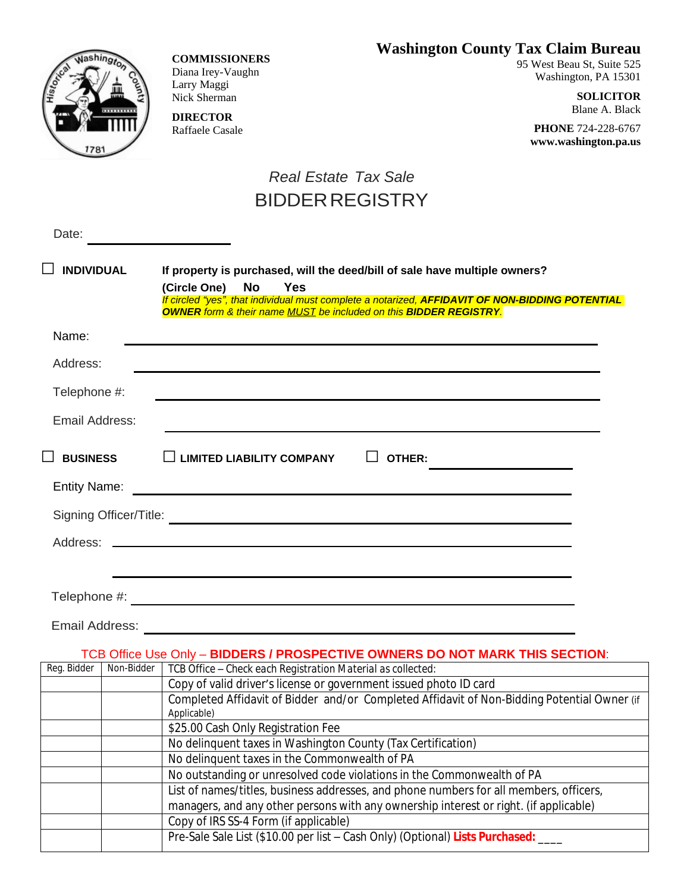**COMMISSIONERS**
Diana Irey-Vaughn
Larry Maggi
Nick Sherman

**DIRECTOR**
Raffaele Casale

# Washington County Tax Claim Bureau

95 West Beau St, Suite 525
Washington, PA 15301

**SOLICITOR**
Blane A. Black

**PHONE** 724-228-6767
**www.washington.pa.us**

## *Real Estate Tax Sale*
## BIDDER REGISTRY

Date: ____________________

☐ **INDIVIDUAL** **If property is purchased, will the deed/bill of sale have multiple owners?**

**(Circle One) No Yes**

*If circled "yes", that individual must complete a notarized,* ***AFFIDAVIT OF NON-BIDDING POTENTIAL OWNER*** *form & their name* *MUST* *be included on this* ***BIDDER REGISTRY****.*

Name: ______________________________________________

Address: ______________________________________________

Telephone #: ______________________________________________

Email Address: ______________________________________________

☐ **BUSINESS** ☐ **LIMITED LIABILITY COMPANY** ☐ **OTHER:** ____________

Entity Name: ______________________________________________

Signing Officer/Title: ______________________________________________

Address: ______________________________________________

______________________________________________

Telephone #: ______________________________________________

Email Address: ______________________________________________

TCB Office Use Only – **BIDDERS / PROSPECTIVE OWNERS DO NOT MARK THIS SECTION**:

| Reg. Bidder | Non-Bidder | TCB Office – Check each Registration Material as collected: |
|---|---|---|
| | | Copy of valid driver's license or government issued photo ID card |
| | | Completed Affidavit of Bidder and/or Completed Affidavit of Non-Bidding Potential Owner (if Applicable) |
| | | $25.00 Cash Only Registration Fee |
| | | No delinquent taxes in Washington County (Tax Certification) |
| | | No delinquent taxes in the Commonwealth of PA |
| | | No outstanding or unresolved code violations in the Commonwealth of PA |
| | | List of names/titles, business addresses, and phone numbers for all members, officers, managers, and any other persons with any ownership interest or right. (if applicable) |
| | | Copy of IRS SS-4 Form (if applicable) |
| | | Pre-Sale Sale List ($10.00 per list – Cash Only) (Optional) **Lists Purchased:** ____ |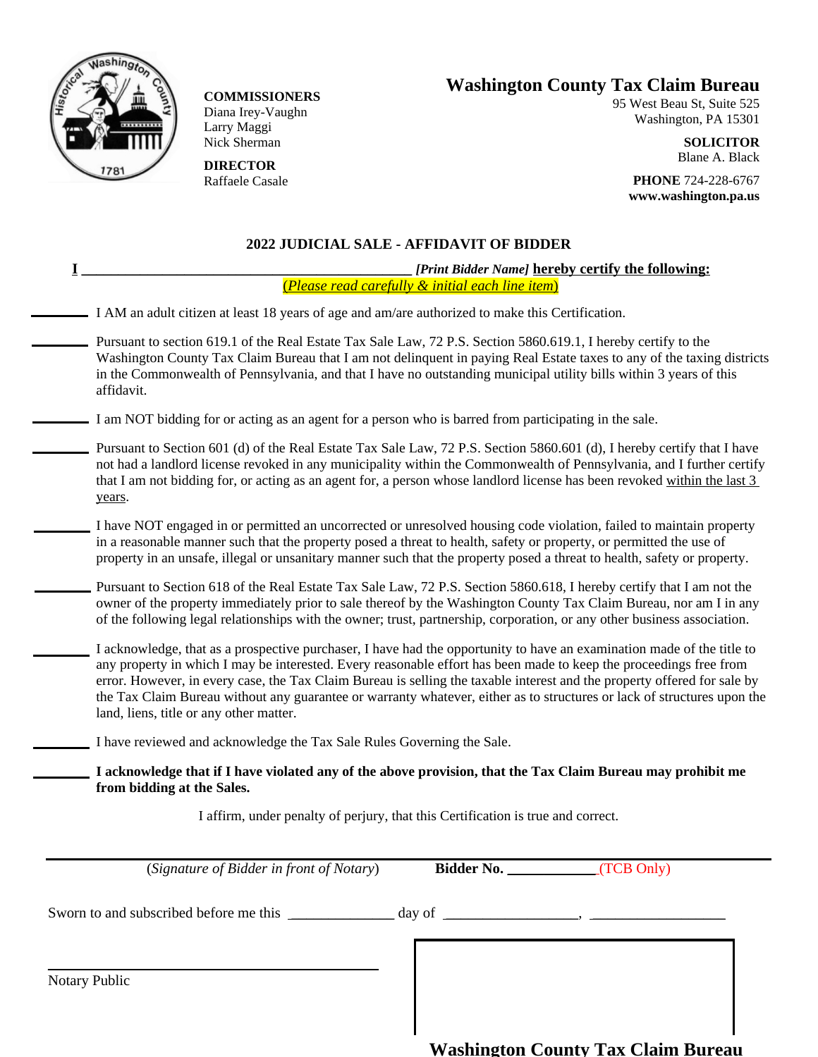**COMMISSIONERS**
Diana Irey-Vaughn
Larry Maggi
Nick Sherman

**DIRECTOR**
Raffaele Casale

## Washington County Tax Claim Bureau

95 West Beau St, Suite 525
Washington, PA 15301

**SOLICITOR**
Blane A. Black

**PHONE** 724-228-6767
**www.washington.pa.us**

### 2022 JUDICIAL SALE - AFFIDAVIT OF BIDDER

**I** ____________________________________________ ***[Print Bidder Name]*** **hereby certify the following:**

*(Please read carefully & initial each line item)*

________ I AM an adult citizen at least 18 years of age and am/are authorized to make this Certification.

________ Pursuant to section 619.1 of the Real Estate Tax Sale Law, 72 P.S. Section 5860.619.1, I hereby certify to the Washington County Tax Claim Bureau that I am not delinquent in paying Real Estate taxes to any of the taxing districts in the Commonwealth of Pennsylvania, and that I have no outstanding municipal utility bills within 3 years of this affidavit.

________ I am NOT bidding for or acting as an agent for a person who is barred from participating in the sale.

________ Pursuant to Section 601 (d) of the Real Estate Tax Sale Law, 72 P.S. Section 5860.601 (d), I hereby certify that I have not had a landlord license revoked in any municipality within the Commonwealth of Pennsylvania, and I further certify that I am not bidding for, or acting as an agent for, a person whose landlord license has been revoked within the last 3 years.

________ I have NOT engaged in or permitted an uncorrected or unresolved housing code violation, failed to maintain property in a reasonable manner such that the property posed a threat to health, safety or property, or permitted the use of property in an unsafe, illegal or unsanitary manner such that the property posed a threat to health, safety or property.

________ Pursuant to Section 618 of the Real Estate Tax Sale Law, 72 P.S. Section 5860.618, I hereby certify that I am not the owner of the property immediately prior to sale thereof by the Washington County Tax Claim Bureau, nor am I in any of the following legal relationships with the owner; trust, partnership, corporation, or any other business association.

________ I acknowledge, that as a prospective purchaser, I have had the opportunity to have an examination made of the title to any property in which I may be interested. Every reasonable effort has been made to keep the proceedings free from error. However, in every case, the Tax Claim Bureau is selling the taxable interest and the property offered for sale by the Tax Claim Bureau without any guarantee or warranty whatever, either as to structures or lack of structures upon the land, liens, title or any other matter.

________ I have reviewed and acknowledge the Tax Sale Rules Governing the Sale.

________ **I acknowledge that if I have violated any of the above provision, that the Tax Claim Bureau may prohibit me from bidding at the Sales.**

I affirm, under penalty of perjury, that this Certification is true and correct.

____________________________________________
(*Signature of Bidder in front of Notary*)

**Bidder No.** ____________ (TCB Only)

Sworn to and subscribed before me this ______________ day of __________________, __________________

____________________________________________
Notary Public

**Washington County Tax Claim Bureau**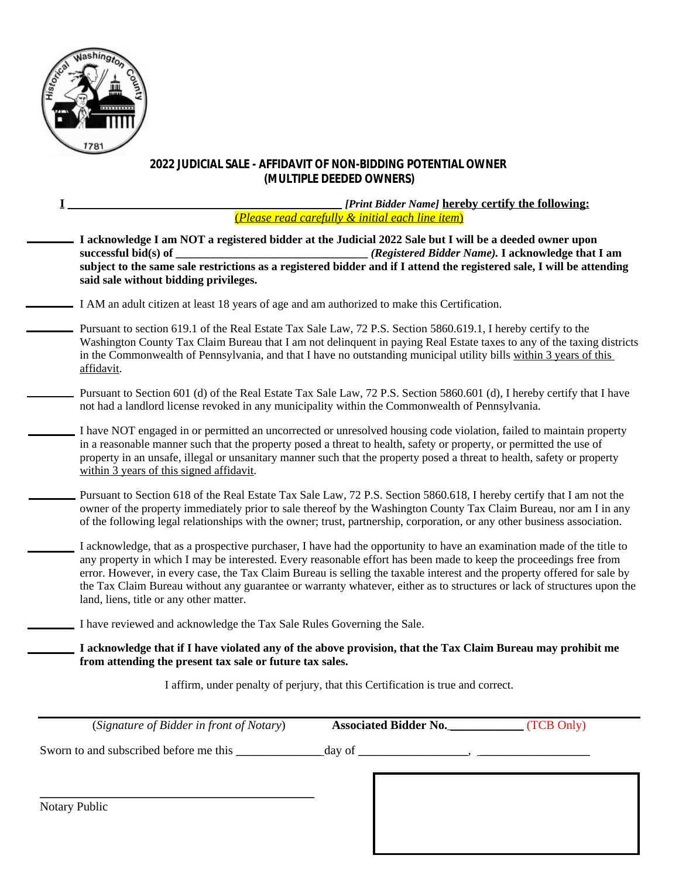## 2022 JUDICIAL SALE - AFFIDAVIT OF NON-BIDDING POTENTIAL OWNER (MULTIPLE DEEDED OWNERS)

**I \_\_\_\_\_\_\_\_\_\_\_\_\_\_\_\_\_\_\_\_\_\_\_\_\_\_\_\_\_\_\_\_\_\_\_\_\_\_\_\_\_\_\_** ***[Print Bidder Name]*** **hereby certify the following:**

*(Please read carefully & initial each line item)*

\_\_\_\_\_\_\_\_ **I acknowledge I am NOT a registered bidder at the Judicial 2022 Sale but I will be a deeded owner upon successful bid(s) of \_\_\_\_\_\_\_\_\_\_\_\_\_\_\_\_\_\_\_\_\_\_\_\_\_\_\_\_\_\_\_\_** ***(Registered Bidder Name).*** **I acknowledge that I am subject to the same sale restrictions as a registered bidder and if I attend the registered sale, I will be attending said sale without bidding privileges.**

\_\_\_\_\_\_\_\_ I AM an adult citizen at least 18 years of age and am authorized to make this Certification.

\_\_\_\_\_\_\_\_ Pursuant to section 619.1 of the Real Estate Tax Sale Law, 72 P.S. Section 5860.619.1, I hereby certify to the Washington County Tax Claim Bureau that I am not delinquent in paying Real Estate taxes to any of the taxing districts in the Commonwealth of Pennsylvania, and that I have no outstanding municipal utility bills within 3 years of this affidavit.

\_\_\_\_\_\_\_\_ Pursuant to Section 601 (d) of the Real Estate Tax Sale Law, 72 P.S. Section 5860.601 (d), I hereby certify that I have not had a landlord license revoked in any municipality within the Commonwealth of Pennsylvania.

\_\_\_\_\_\_\_\_ I have NOT engaged in or permitted an uncorrected or unresolved housing code violation, failed to maintain property in a reasonable manner such that the property posed a threat to health, safety or property, or permitted the use of property in an unsafe, illegal or unsanitary manner such that the property posed a threat to health, safety or property within 3 years of this signed affidavit.

\_\_\_\_\_\_\_\_ Pursuant to Section 618 of the Real Estate Tax Sale Law, 72 P.S. Section 5860.618, I hereby certify that I am not the owner of the property immediately prior to sale thereof by the Washington County Tax Claim Bureau, nor am I in any of the following legal relationships with the owner; trust, partnership, corporation, or any other business association.

\_\_\_\_\_\_\_\_ I acknowledge, that as a prospective purchaser, I have had the opportunity to have an examination made of the title to any property in which I may be interested. Every reasonable effort has been made to keep the proceedings free from error. However, in every case, the Tax Claim Bureau is selling the taxable interest and the property offered for sale by the Tax Claim Bureau without any guarantee or warranty whatever, either as to structures or lack of structures upon the land, liens, title or any other matter.

\_\_\_\_\_\_\_\_ I have reviewed and acknowledge the Tax Sale Rules Governing the Sale.

\_\_\_\_\_\_\_\_ **I acknowledge that if I have violated any of the above provision, that the Tax Claim Bureau may prohibit me from attending the present tax sale or future tax sales.**

I affirm, under penalty of perjury, that this Certification is true and correct.

\_\_\_\_\_\_\_\_\_\_\_\_\_\_\_\_\_\_\_\_\_\_\_\_\_\_\_\_\_\_\_\_\_\_\_\_\_\_\_\_\_\_\_

(*Signature of Bidder in front of Notary*) **Associated Bidder No.\_\_\_\_\_\_\_\_\_\_\_\_** (TCB Only)

Sworn to and subscribed before me this \_\_\_\_\_\_\_\_\_\_\_\_\_\_day of \_\_\_\_\_\_\_\_\_\_\_\_\_\_\_\_\_\_, \_\_\_\_\_\_\_\_\_\_\_\_\_\_\_\_\_\_

\_\_\_\_\_\_\_\_\_\_\_\_\_\_\_\_\_\_\_\_\_\_\_\_\_\_\_\_\_\_\_\_\_\_\_\_\_\_\_\_\_\_\_

Notary Public